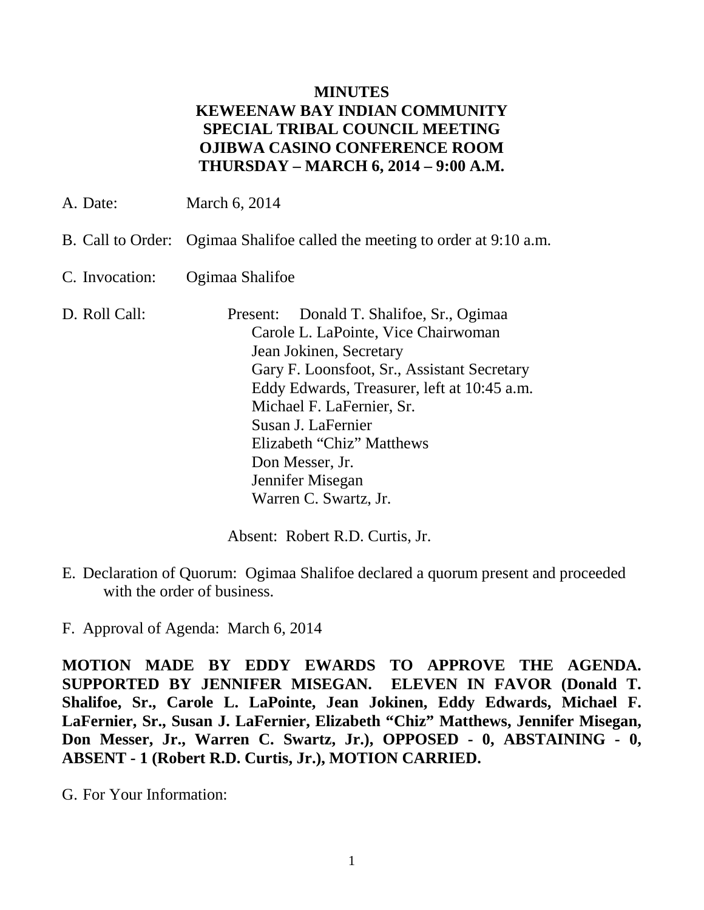**MINUTES**
**KEWEENAW BAY INDIAN COMMUNITY**
**SPECIAL TRIBAL COUNCIL MEETING**
**OJIBWA CASINO CONFERENCE ROOM**
**THURSDAY – MARCH 6, 2014 – 9:00 A.M.**

A. Date: March 6, 2014

B. Call to Order: Ogimaa Shalifoe called the meeting to order at 9:10 a.m.

C. Invocation: Ogimaa Shalifoe

D. Roll Call: Present: Donald T. Shalifoe, Sr., Ogimaa
Carole L. LaPointe, Vice Chairwoman
Jean Jokinen, Secretary
Gary F. Loonsfoot, Sr., Assistant Secretary
Eddy Edwards, Treasurer, left at 10:45 a.m.
Michael F. LaFernier, Sr.
Susan J. LaFernier
Elizabeth "Chiz" Matthews
Don Messer, Jr.
Jennifer Misegan
Warren C. Swartz, Jr.

Absent: Robert R.D. Curtis, Jr.

E. Declaration of Quorum: Ogimaa Shalifoe declared a quorum present and proceeded with the order of business.

F. Approval of Agenda: March 6, 2014

**MOTION MADE BY EDDY EWARDS TO APPROVE THE AGENDA. SUPPORTED BY JENNIFER MISEGAN. ELEVEN IN FAVOR (Donald T. Shalifoe, Sr., Carole L. LaPointe, Jean Jokinen, Eddy Edwards, Michael F. LaFernier, Sr., Susan J. LaFernier, Elizabeth "Chiz" Matthews, Jennifer Misegan, Don Messer, Jr., Warren C. Swartz, Jr.), OPPOSED - 0, ABSTAINING - 0, ABSENT - 1 (Robert R.D. Curtis, Jr.), MOTION CARRIED.**

G. For Your Information: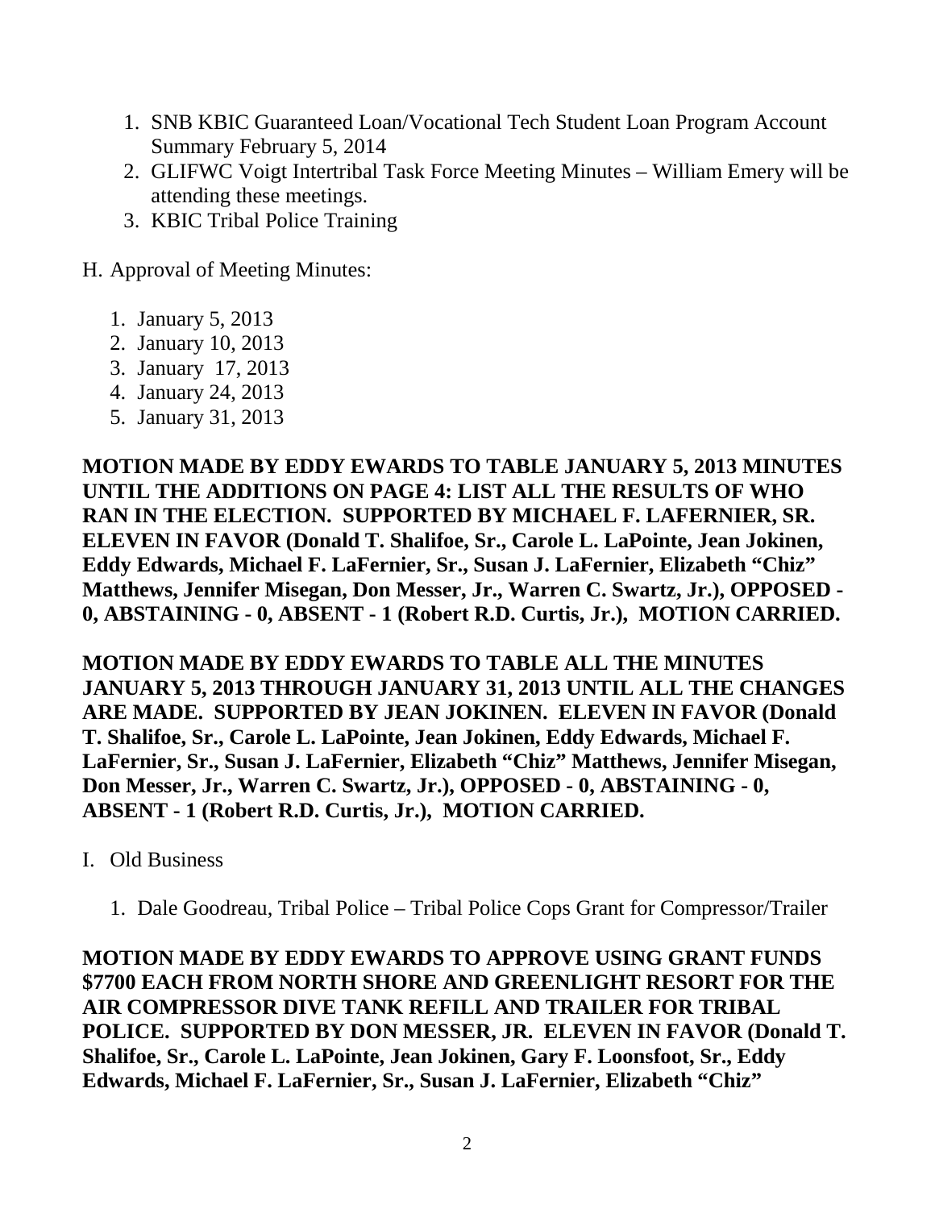1. SNB KBIC Guaranteed Loan/Vocational Tech Student Loan Program Account Summary February 5, 2014
2. GLIFWC Voigt Intertribal Task Force Meeting Minutes – William Emery will be attending these meetings.
3. KBIC Tribal Police Training

H. Approval of Meeting Minutes:

1. January 5, 2013
2. January 10, 2013
3. January 17, 2013
4. January 24, 2013
5. January 31, 2013

**MOTION MADE BY EDDY EWARDS TO TABLE JANUARY 5, 2013 MINUTES UNTIL THE ADDITIONS ON PAGE 4: LIST ALL THE RESULTS OF WHO RAN IN THE ELECTION. SUPPORTED BY MICHAEL F. LAFERNIER, SR. ELEVEN IN FAVOR (Donald T. Shalifoe, Sr., Carole L. LaPointe, Jean Jokinen, Eddy Edwards, Michael F. LaFernier, Sr., Susan J. LaFernier, Elizabeth "Chiz" Matthews, Jennifer Misegan, Don Messer, Jr., Warren C. Swartz, Jr.), OPPOSED - 0, ABSTAINING - 0, ABSENT - 1 (Robert R.D. Curtis, Jr.), MOTION CARRIED.**

**MOTION MADE BY EDDY EWARDS TO TABLE ALL THE MINUTES JANUARY 5, 2013 THROUGH JANUARY 31, 2013 UNTIL ALL THE CHANGES ARE MADE. SUPPORTED BY JEAN JOKINEN. ELEVEN IN FAVOR (Donald T. Shalifoe, Sr., Carole L. LaPointe, Jean Jokinen, Eddy Edwards, Michael F. LaFernier, Sr., Susan J. LaFernier, Elizabeth "Chiz" Matthews, Jennifer Misegan, Don Messer, Jr., Warren C. Swartz, Jr.), OPPOSED - 0, ABSTAINING - 0, ABSENT - 1 (Robert R.D. Curtis, Jr.), MOTION CARRIED.**

I. Old Business

1. Dale Goodreau, Tribal Police – Tribal Police Cops Grant for Compressor/Trailer

**MOTION MADE BY EDDY EWARDS TO APPROVE USING GRANT FUNDS $7700 EACH FROM NORTH SHORE AND GREENLIGHT RESORT FOR THE AIR COMPRESSOR DIVE TANK REFILL AND TRAILER FOR TRIBAL POLICE. SUPPORTED BY DON MESSER, JR. ELEVEN IN FAVOR (Donald T. Shalifoe, Sr., Carole L. LaPointe, Jean Jokinen, Gary F. Loonsfoot, Sr., Eddy Edwards, Michael F. LaFernier, Sr., Susan J. LaFernier, Elizabeth "Chiz"**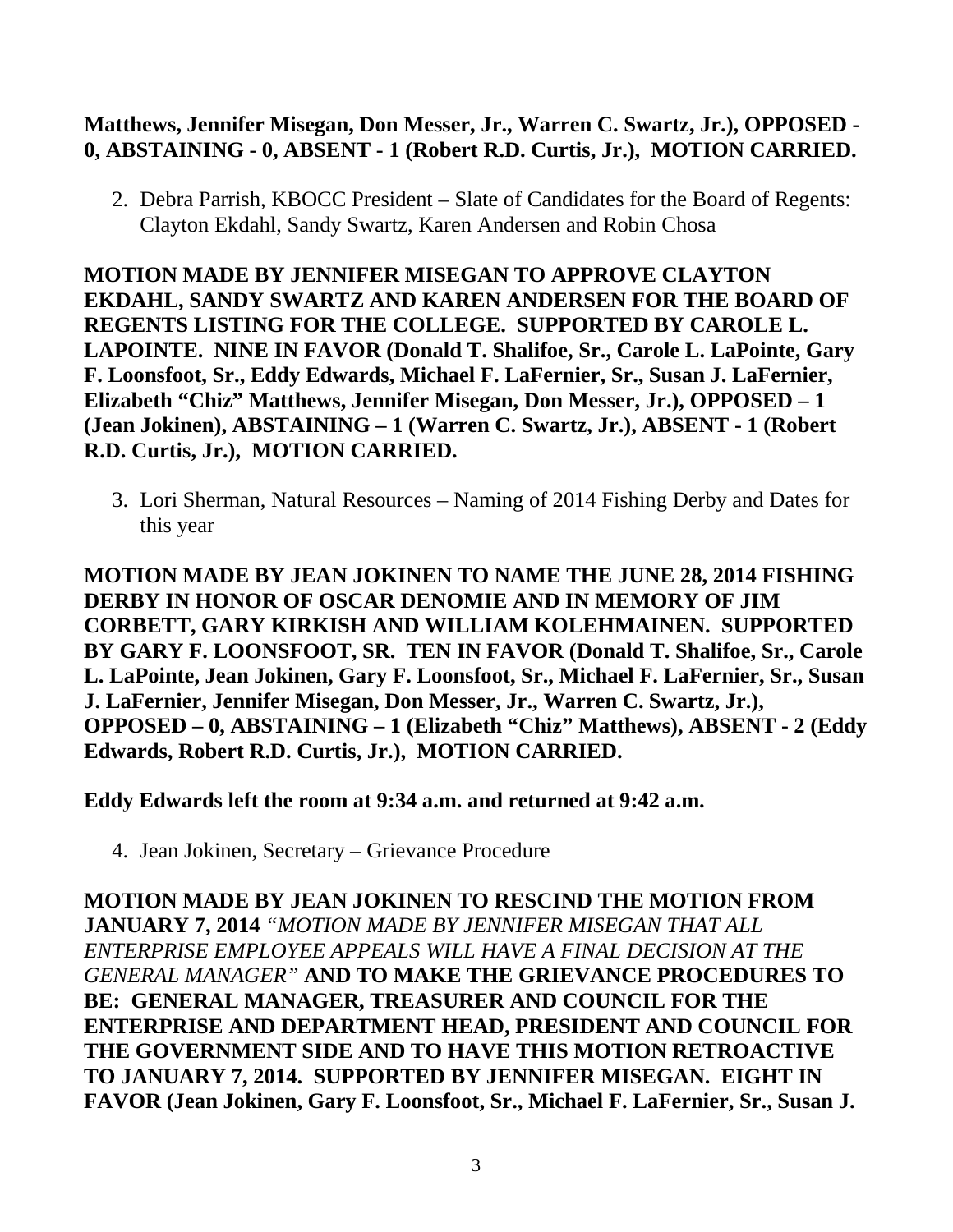**Matthews, Jennifer Misegan, Don Messer, Jr., Warren C. Swartz, Jr.), OPPOSED - 0, ABSTAINING - 0, ABSENT - 1 (Robert R.D. Curtis, Jr.), MOTION CARRIED.**

2. Debra Parrish, KBOCC President – Slate of Candidates for the Board of Regents: Clayton Ekdahl, Sandy Swartz, Karen Andersen and Robin Chosa

**MOTION MADE BY JENNIFER MISEGAN TO APPROVE CLAYTON EKDAHL, SANDY SWARTZ AND KAREN ANDERSEN FOR THE BOARD OF REGENTS LISTING FOR THE COLLEGE. SUPPORTED BY CAROLE L. LAPOINTE. NINE IN FAVOR (Donald T. Shalifoe, Sr., Carole L. LaPointe, Gary F. Loonsfoot, Sr., Eddy Edwards, Michael F. LaFernier, Sr., Susan J. LaFernier, Elizabeth "Chiz" Matthews, Jennifer Misegan, Don Messer, Jr.), OPPOSED – 1 (Jean Jokinen), ABSTAINING – 1 (Warren C. Swartz, Jr.), ABSENT - 1 (Robert R.D. Curtis, Jr.), MOTION CARRIED.**

3. Lori Sherman, Natural Resources – Naming of 2014 Fishing Derby and Dates for this year

**MOTION MADE BY JEAN JOKINEN TO NAME THE JUNE 28, 2014 FISHING DERBY IN HONOR OF OSCAR DENOMIE AND IN MEMORY OF JIM CORBETT, GARY KIRKISH AND WILLIAM KOLEHMAINEN. SUPPORTED BY GARY F. LOONSFOOT, SR. TEN IN FAVOR (Donald T. Shalifoe, Sr., Carole L. LaPointe, Jean Jokinen, Gary F. Loonsfoot, Sr., Michael F. LaFernier, Sr., Susan J. LaFernier, Jennifer Misegan, Don Messer, Jr., Warren C. Swartz, Jr.), OPPOSED – 0, ABSTAINING – 1 (Elizabeth "Chiz" Matthews), ABSENT - 2 (Eddy Edwards, Robert R.D. Curtis, Jr.), MOTION CARRIED.**

**Eddy Edwards left the room at 9:34 a.m. and returned at 9:42 a.m.**

4. Jean Jokinen, Secretary – Grievance Procedure

**MOTION MADE BY JEAN JOKINEN TO RESCIND THE MOTION FROM JANUARY 7, 2014** *"MOTION MADE BY JENNIFER MISEGAN THAT ALL ENTERPRISE EMPLOYEE APPEALS WILL HAVE A FINAL DECISION AT THE GENERAL MANAGER"* **AND TO MAKE THE GRIEVANCE PROCEDURES TO BE: GENERAL MANAGER, TREASURER AND COUNCIL FOR THE ENTERPRISE AND DEPARTMENT HEAD, PRESIDENT AND COUNCIL FOR THE GOVERNMENT SIDE AND TO HAVE THIS MOTION RETROACTIVE TO JANUARY 7, 2014. SUPPORTED BY JENNIFER MISEGAN. EIGHT IN FAVOR (Jean Jokinen, Gary F. Loonsfoot, Sr., Michael F. LaFernier, Sr., Susan J.**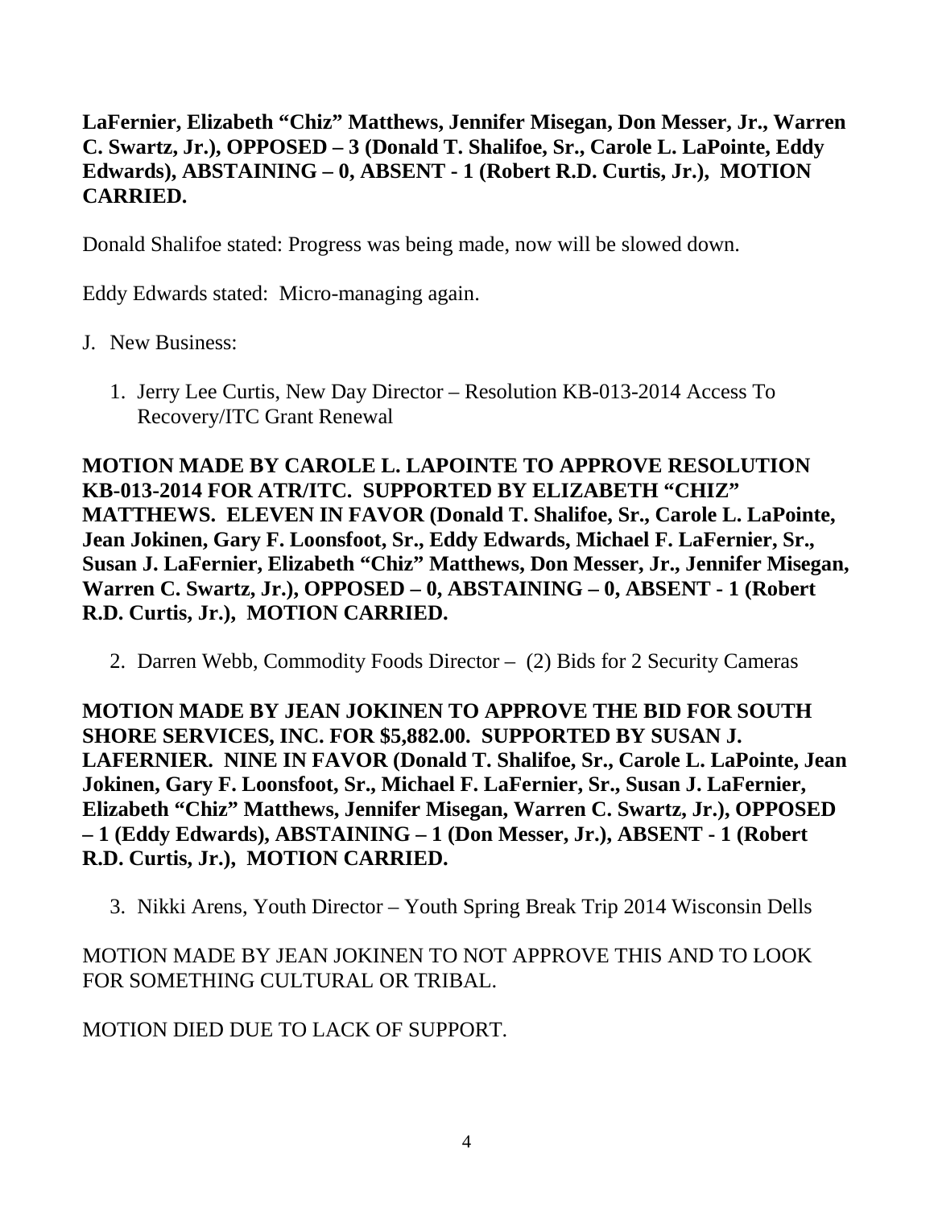**LaFernier, Elizabeth "Chiz" Matthews, Jennifer Misegan, Don Messer, Jr., Warren C. Swartz, Jr.), OPPOSED – 3 (Donald T. Shalifoe, Sr., Carole L. LaPointe, Eddy Edwards), ABSTAINING – 0, ABSENT - 1 (Robert R.D. Curtis, Jr.), MOTION CARRIED.**

Donald Shalifoe stated: Progress was being made, now will be slowed down.

Eddy Edwards stated: Micro-managing again.

J. New Business:

1. Jerry Lee Curtis, New Day Director – Resolution KB-013-2014 Access To Recovery/ITC Grant Renewal

**MOTION MADE BY CAROLE L. LAPOINTE TO APPROVE RESOLUTION KB-013-2014 FOR ATR/ITC. SUPPORTED BY ELIZABETH "CHIZ" MATTHEWS. ELEVEN IN FAVOR (Donald T. Shalifoe, Sr., Carole L. LaPointe, Jean Jokinen, Gary F. Loonsfoot, Sr., Eddy Edwards, Michael F. LaFernier, Sr., Susan J. LaFernier, Elizabeth "Chiz" Matthews, Don Messer, Jr., Jennifer Misegan, Warren C. Swartz, Jr.), OPPOSED – 0, ABSTAINING – 0, ABSENT - 1 (Robert R.D. Curtis, Jr.), MOTION CARRIED.**

2. Darren Webb, Commodity Foods Director – (2) Bids for 2 Security Cameras

**MOTION MADE BY JEAN JOKINEN TO APPROVE THE BID FOR SOUTH SHORE SERVICES, INC. FOR $5,882.00. SUPPORTED BY SUSAN J. LAFERNIER. NINE IN FAVOR (Donald T. Shalifoe, Sr., Carole L. LaPointe, Jean Jokinen, Gary F. Loonsfoot, Sr., Michael F. LaFernier, Sr., Susan J. LaFernier, Elizabeth "Chiz" Matthews, Jennifer Misegan, Warren C. Swartz, Jr.), OPPOSED – 1 (Eddy Edwards), ABSTAINING – 1 (Don Messer, Jr.), ABSENT - 1 (Robert R.D. Curtis, Jr.), MOTION CARRIED.**

3. Nikki Arens, Youth Director – Youth Spring Break Trip 2014 Wisconsin Dells

MOTION MADE BY JEAN JOKINEN TO NOT APPROVE THIS AND TO LOOK FOR SOMETHING CULTURAL OR TRIBAL.

MOTION DIED DUE TO LACK OF SUPPORT.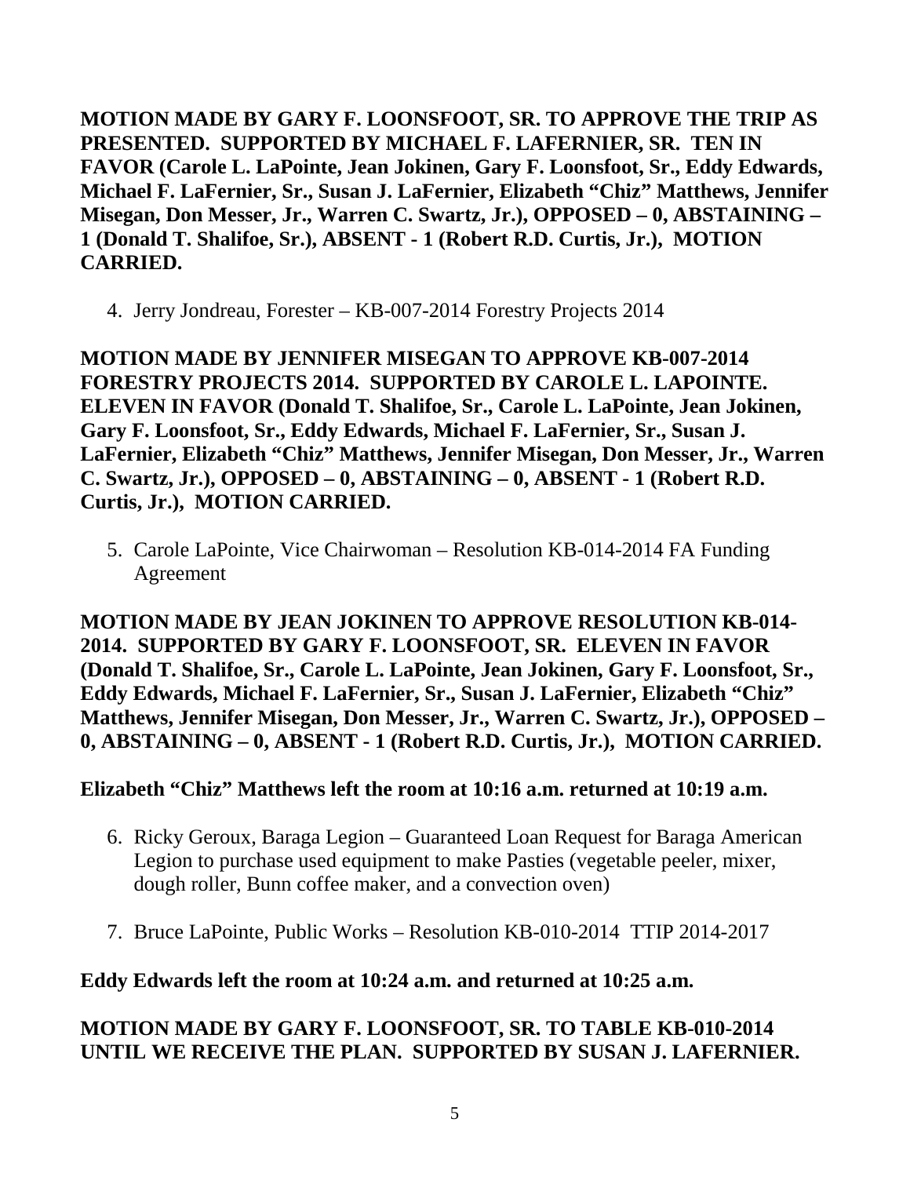**MOTION MADE BY GARY F. LOONSFOOT, SR. TO APPROVE THE TRIP AS PRESENTED. SUPPORTED BY MICHAEL F. LAFERNIER, SR. TEN IN FAVOR (Carole L. LaPointe, Jean Jokinen, Gary F. Loonsfoot, Sr., Eddy Edwards, Michael F. LaFernier, Sr., Susan J. LaFernier, Elizabeth "Chiz" Matthews, Jennifer Misegan, Don Messer, Jr., Warren C. Swartz, Jr.), OPPOSED – 0, ABSTAINING – 1 (Donald T. Shalifoe, Sr.), ABSENT - 1 (Robert R.D. Curtis, Jr.), MOTION CARRIED.**

4. Jerry Jondreau, Forester – KB-007-2014 Forestry Projects 2014

**MOTION MADE BY JENNIFER MISEGAN TO APPROVE KB-007-2014 FORESTRY PROJECTS 2014. SUPPORTED BY CAROLE L. LAPOINTE. ELEVEN IN FAVOR (Donald T. Shalifoe, Sr., Carole L. LaPointe, Jean Jokinen, Gary F. Loonsfoot, Sr., Eddy Edwards, Michael F. LaFernier, Sr., Susan J. LaFernier, Elizabeth "Chiz" Matthews, Jennifer Misegan, Don Messer, Jr., Warren C. Swartz, Jr.), OPPOSED – 0, ABSTAINING – 0, ABSENT - 1 (Robert R.D. Curtis, Jr.), MOTION CARRIED.**

5. Carole LaPointe, Vice Chairwoman – Resolution KB-014-2014 FA Funding Agreement

**MOTION MADE BY JEAN JOKINEN TO APPROVE RESOLUTION KB-014-2014. SUPPORTED BY GARY F. LOONSFOOT, SR. ELEVEN IN FAVOR (Donald T. Shalifoe, Sr., Carole L. LaPointe, Jean Jokinen, Gary F. Loonsfoot, Sr., Eddy Edwards, Michael F. LaFernier, Sr., Susan J. LaFernier, Elizabeth "Chiz" Matthews, Jennifer Misegan, Don Messer, Jr., Warren C. Swartz, Jr.), OPPOSED – 0, ABSTAINING – 0, ABSENT - 1 (Robert R.D. Curtis, Jr.), MOTION CARRIED.**

**Elizabeth "Chiz" Matthews left the room at 10:16 a.m. returned at 10:19 a.m.**

6. Ricky Geroux, Baraga Legion – Guaranteed Loan Request for Baraga American Legion to purchase used equipment to make Pasties (vegetable peeler, mixer, dough roller, Bunn coffee maker, and a convection oven)

7. Bruce LaPointe, Public Works – Resolution KB-010-2014 TTIP 2014-2017

**Eddy Edwards left the room at 10:24 a.m. and returned at 10:25 a.m.**

**MOTION MADE BY GARY F. LOONSFOOT, SR. TO TABLE KB-010-2014 UNTIL WE RECEIVE THE PLAN. SUPPORTED BY SUSAN J. LAFERNIER.**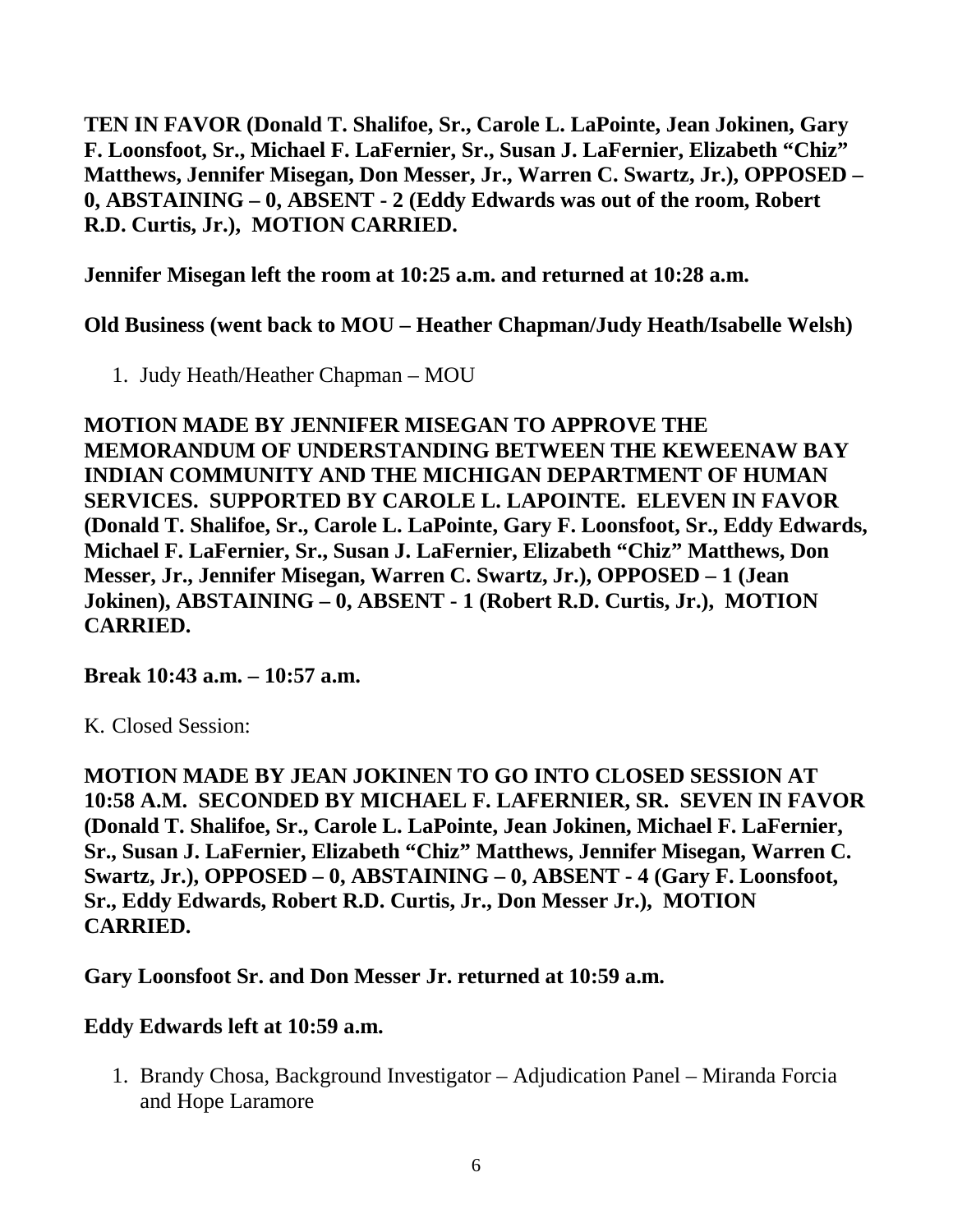**TEN IN FAVOR (Donald T. Shalifoe, Sr., Carole L. LaPointe, Jean Jokinen, Gary F. Loonsfoot, Sr., Michael F. LaFernier, Sr., Susan J. LaFernier, Elizabeth "Chiz" Matthews, Jennifer Misegan, Don Messer, Jr., Warren C. Swartz, Jr.), OPPOSED – 0, ABSTAINING – 0, ABSENT - 2 (Eddy Edwards was out of the room, Robert R.D. Curtis, Jr.), MOTION CARRIED.**

**Jennifer Misegan left the room at 10:25 a.m. and returned at 10:28 a.m.**

**Old Business (went back to MOU – Heather Chapman/Judy Heath/Isabelle Welsh)**

1. Judy Heath/Heather Chapman – MOU

**MOTION MADE BY JENNIFER MISEGAN TO APPROVE THE MEMORANDUM OF UNDERSTANDING BETWEEN THE KEWEENAW BAY INDIAN COMMUNITY AND THE MICHIGAN DEPARTMENT OF HUMAN SERVICES. SUPPORTED BY CAROLE L. LAPOINTE. ELEVEN IN FAVOR (Donald T. Shalifoe, Sr., Carole L. LaPointe, Gary F. Loonsfoot, Sr., Eddy Edwards, Michael F. LaFernier, Sr., Susan J. LaFernier, Elizabeth "Chiz" Matthews, Don Messer, Jr., Jennifer Misegan, Warren C. Swartz, Jr.), OPPOSED – 1 (Jean Jokinen), ABSTAINING – 0, ABSENT - 1 (Robert R.D. Curtis, Jr.), MOTION CARRIED.**

**Break 10:43 a.m. – 10:57 a.m.**

K. Closed Session:

**MOTION MADE BY JEAN JOKINEN TO GO INTO CLOSED SESSION AT 10:58 A.M. SECONDED BY MICHAEL F. LAFERNIER, SR. SEVEN IN FAVOR (Donald T. Shalifoe, Sr., Carole L. LaPointe, Jean Jokinen, Michael F. LaFernier, Sr., Susan J. LaFernier, Elizabeth "Chiz" Matthews, Jennifer Misegan, Warren C. Swartz, Jr.), OPPOSED – 0, ABSTAINING – 0, ABSENT - 4 (Gary F. Loonsfoot, Sr., Eddy Edwards, Robert R.D. Curtis, Jr., Don Messer Jr.), MOTION CARRIED.**

**Gary Loonsfoot Sr. and Don Messer Jr. returned at 10:59 a.m.**

**Eddy Edwards left at 10:59 a.m.**

1. Brandy Chosa, Background Investigator – Adjudication Panel – Miranda Forcia and Hope Laramore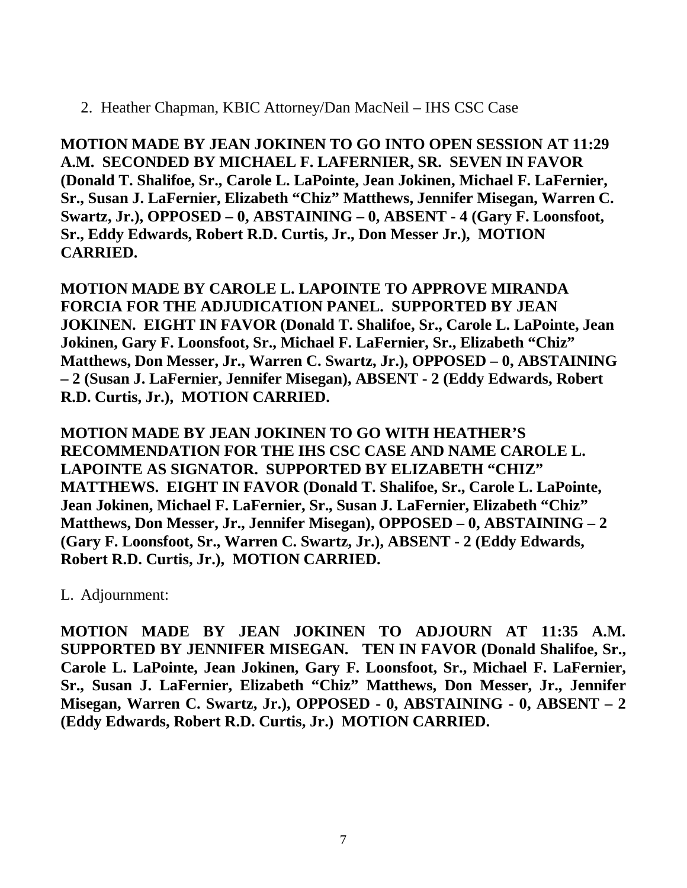2. Heather Chapman, KBIC Attorney/Dan MacNeil – IHS CSC Case

**MOTION MADE BY JEAN JOKINEN TO GO INTO OPEN SESSION AT 11:29 A.M. SECONDED BY MICHAEL F. LAFERNIER, SR. SEVEN IN FAVOR (Donald T. Shalifoe, Sr., Carole L. LaPointe, Jean Jokinen, Michael F. LaFernier, Sr., Susan J. LaFernier, Elizabeth "Chiz" Matthews, Jennifer Misegan, Warren C. Swartz, Jr.), OPPOSED – 0, ABSTAINING – 0, ABSENT - 4 (Gary F. Loonsfoot, Sr., Eddy Edwards, Robert R.D. Curtis, Jr., Don Messer Jr.), MOTION CARRIED.**

**MOTION MADE BY CAROLE L. LAPOINTE TO APPROVE MIRANDA FORCIA FOR THE ADJUDICATION PANEL. SUPPORTED BY JEAN JOKINEN. EIGHT IN FAVOR (Donald T. Shalifoe, Sr., Carole L. LaPointe, Jean Jokinen, Gary F. Loonsfoot, Sr., Michael F. LaFernier, Sr., Elizabeth "Chiz" Matthews, Don Messer, Jr., Warren C. Swartz, Jr.), OPPOSED – 0, ABSTAINING – 2 (Susan J. LaFernier, Jennifer Misegan), ABSENT - 2 (Eddy Edwards, Robert R.D. Curtis, Jr.), MOTION CARRIED.**

**MOTION MADE BY JEAN JOKINEN TO GO WITH HEATHER'S RECOMMENDATION FOR THE IHS CSC CASE AND NAME CAROLE L. LAPOINTE AS SIGNATOR. SUPPORTED BY ELIZABETH "CHIZ" MATTHEWS. EIGHT IN FAVOR (Donald T. Shalifoe, Sr., Carole L. LaPointe, Jean Jokinen, Michael F. LaFernier, Sr., Susan J. LaFernier, Elizabeth "Chiz" Matthews, Don Messer, Jr., Jennifer Misegan), OPPOSED – 0, ABSTAINING – 2 (Gary F. Loonsfoot, Sr., Warren C. Swartz, Jr.), ABSENT - 2 (Eddy Edwards, Robert R.D. Curtis, Jr.), MOTION CARRIED.**

L. Adjournment:

**MOTION MADE BY JEAN JOKINEN TO ADJOURN AT 11:35 A.M. SUPPORTED BY JENNIFER MISEGAN. TEN IN FAVOR (Donald Shalifoe, Sr., Carole L. LaPointe, Jean Jokinen, Gary F. Loonsfoot, Sr., Michael F. LaFernier, Sr., Susan J. LaFernier, Elizabeth "Chiz" Matthews, Don Messer, Jr., Jennifer Misegan, Warren C. Swartz, Jr.), OPPOSED - 0, ABSTAINING - 0, ABSENT – 2 (Eddy Edwards, Robert R.D. Curtis, Jr.) MOTION CARRIED.**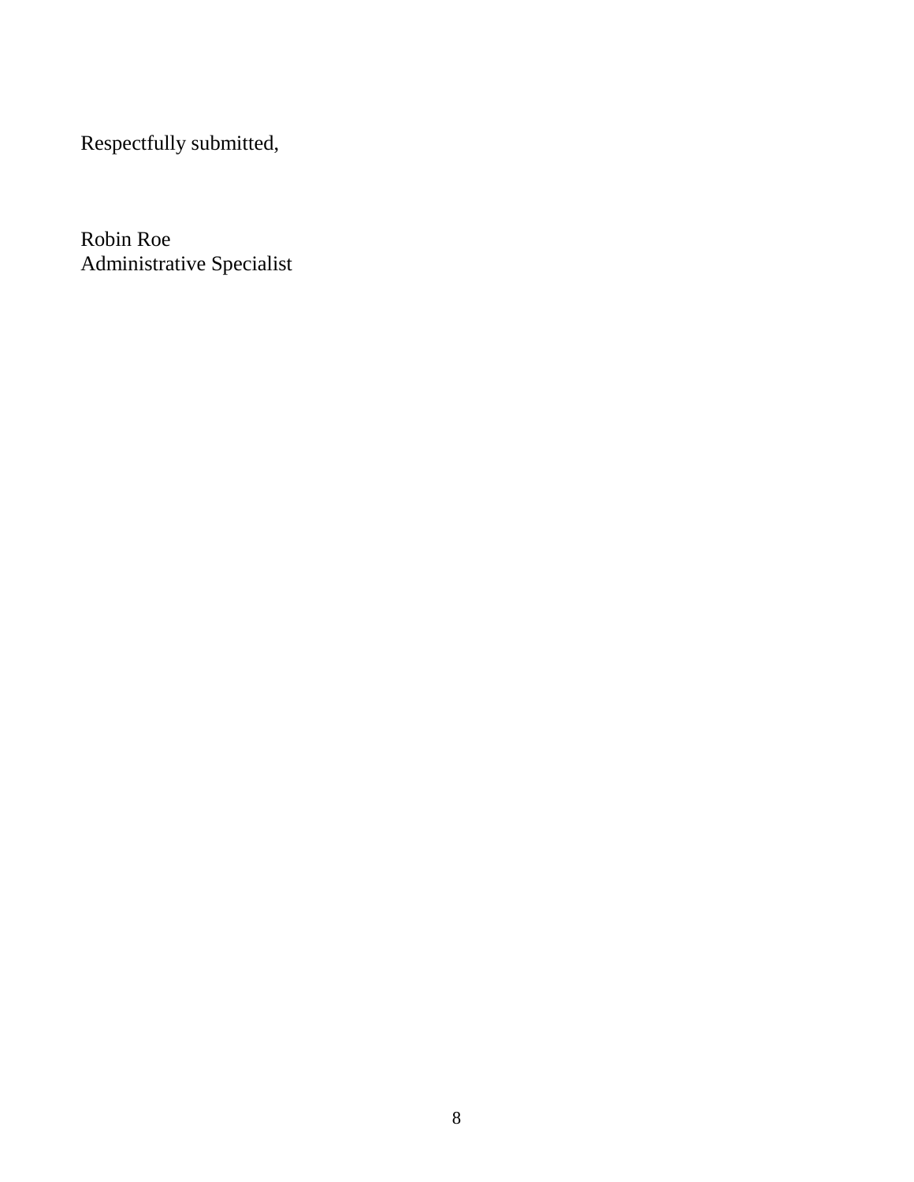Respectfully submitted,

Robin Roe
Administrative Specialist